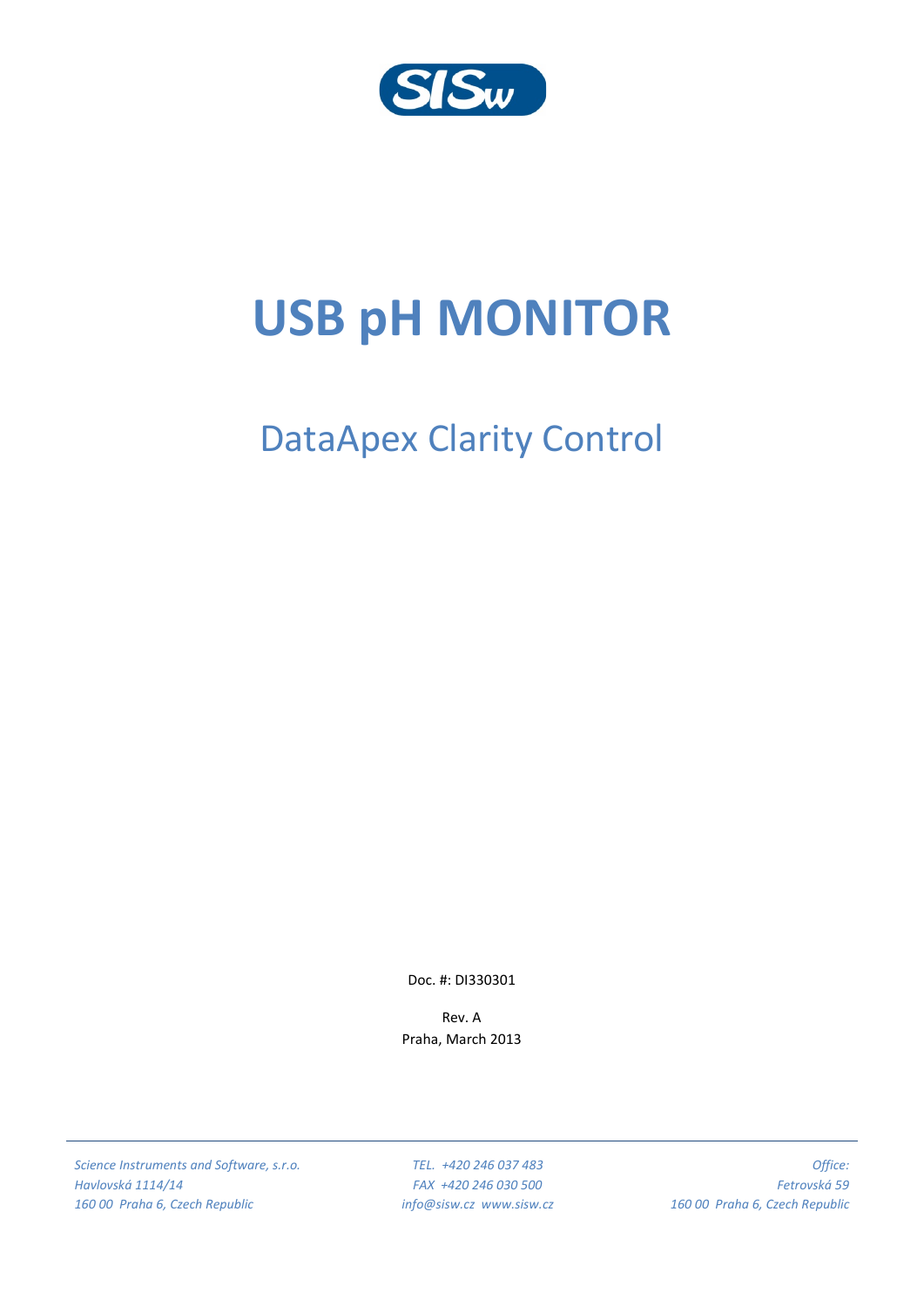SISw

# USB pH MONITOR

## DataApex Clarity Control

Doc. #: DI330301

Rev. A

Praha, March 2013

*Science Instruments and Software, s.r.o.*
*Havlovská 1114/14*
*160 00 Praha 6, Czech Republic*

*TEL. +420 246 037 483*
*FAX +420 246 030 500*
*info@sisw.cz www.sisw.cz*

*Office:*
*Fetrovská 59*
*160 00 Praha 6, Czech Republic*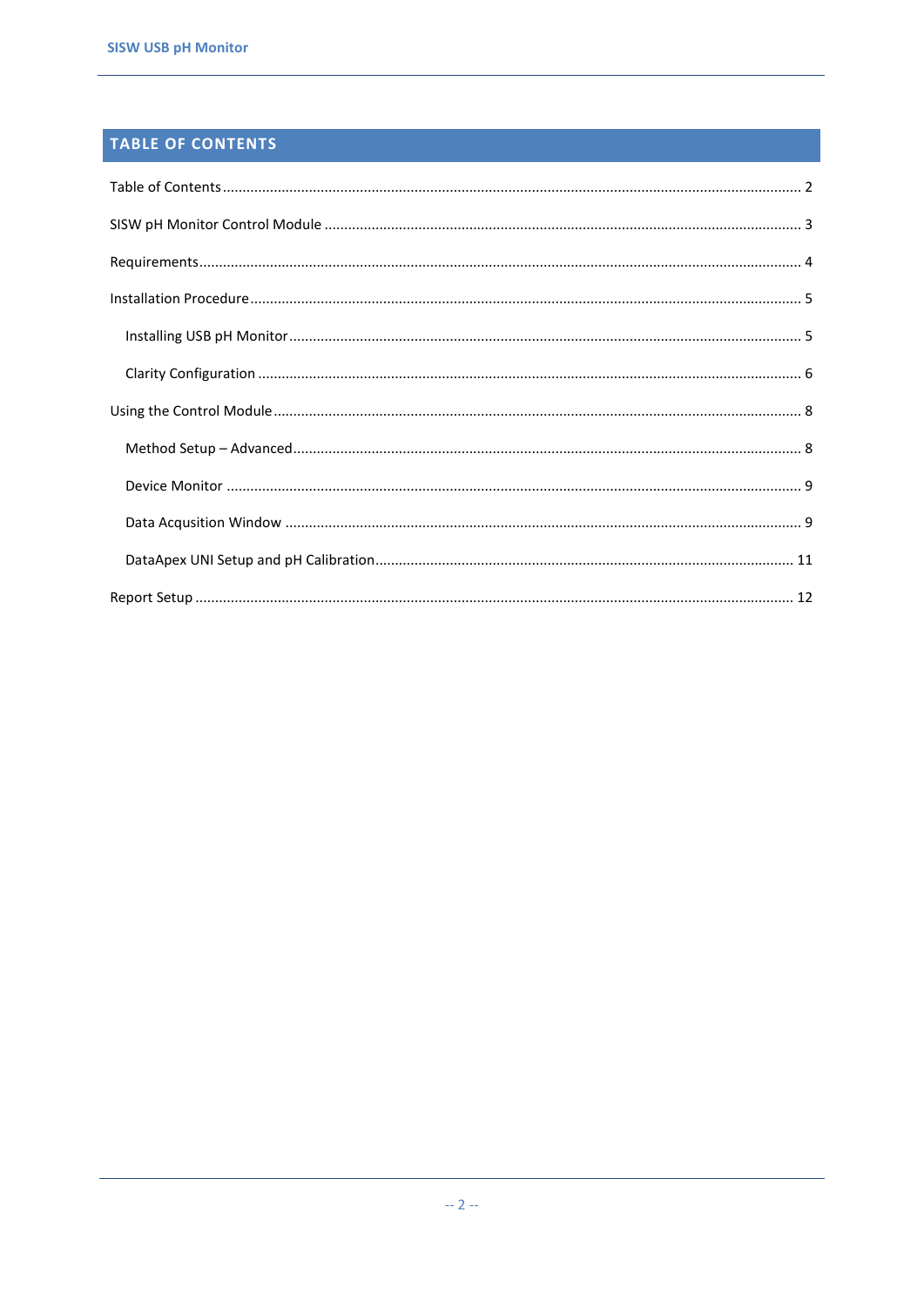# TABLE OF CONTENTS

Table of Contents ........................................................................................................................................ 2

SISW pH Monitor Control Module ............................................................................................................ 3

Requirements ............................................................................................................................................ 4

Installation Procedure ................................................................................................................................ 5

  Installing USB pH Monitor ...................................................................................................................... 5

  Clarity Configuration .............................................................................................................................. 6

Using the Control Module .......................................................................................................................... 8

  Method Setup – Advanced ..................................................................................................................... 8

  Device Monitor ...................................................................................................................................... 9

  Data Acqusition Window ....................................................................................................................... 9

  DataApex UNI Setup and pH Calibration .............................................................................................. 11

Report Setup ............................................................................................................................................ 12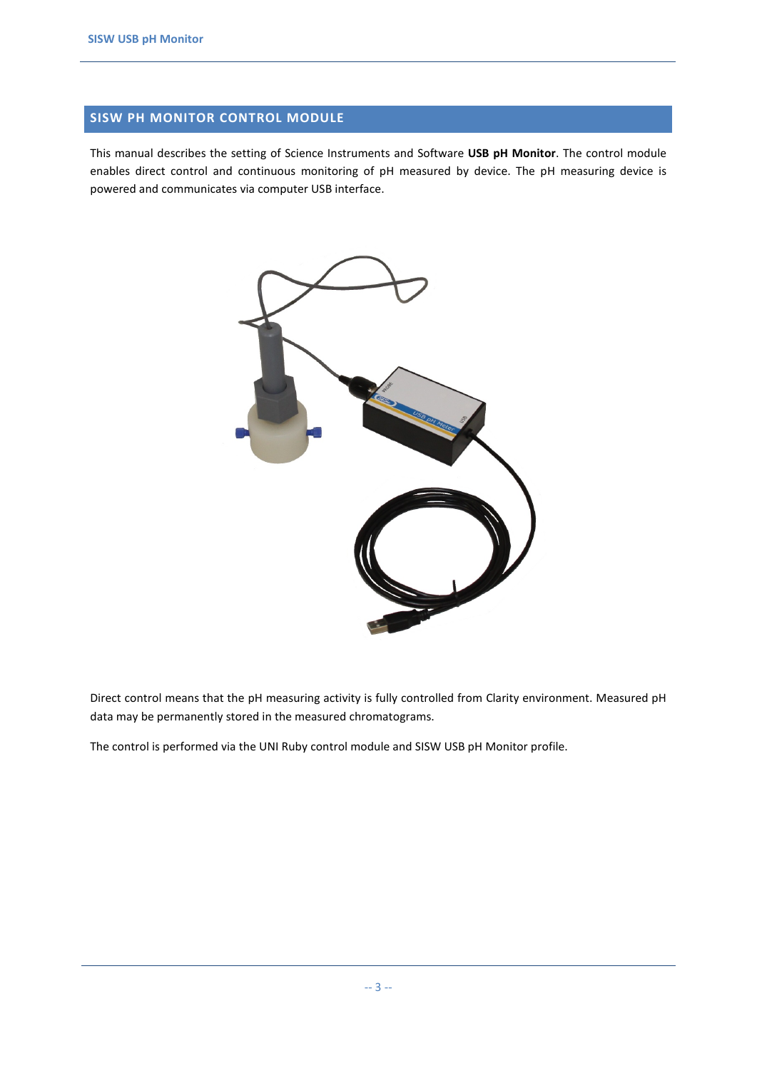# SISW PH MONITOR CONTROL MODULE

This manual describes the setting of Science Instruments and Software **USB pH Monitor**. The control module enables direct control and continuous monitoring of pH measured by device. The pH measuring device is powered and communicates via computer USB interface.

Direct control means that the pH measuring activity is fully controlled from Clarity environment. Measured pH data may be permanently stored in the measured chromatograms.

The control is performed via the UNI Ruby control module and SISW USB pH Monitor profile.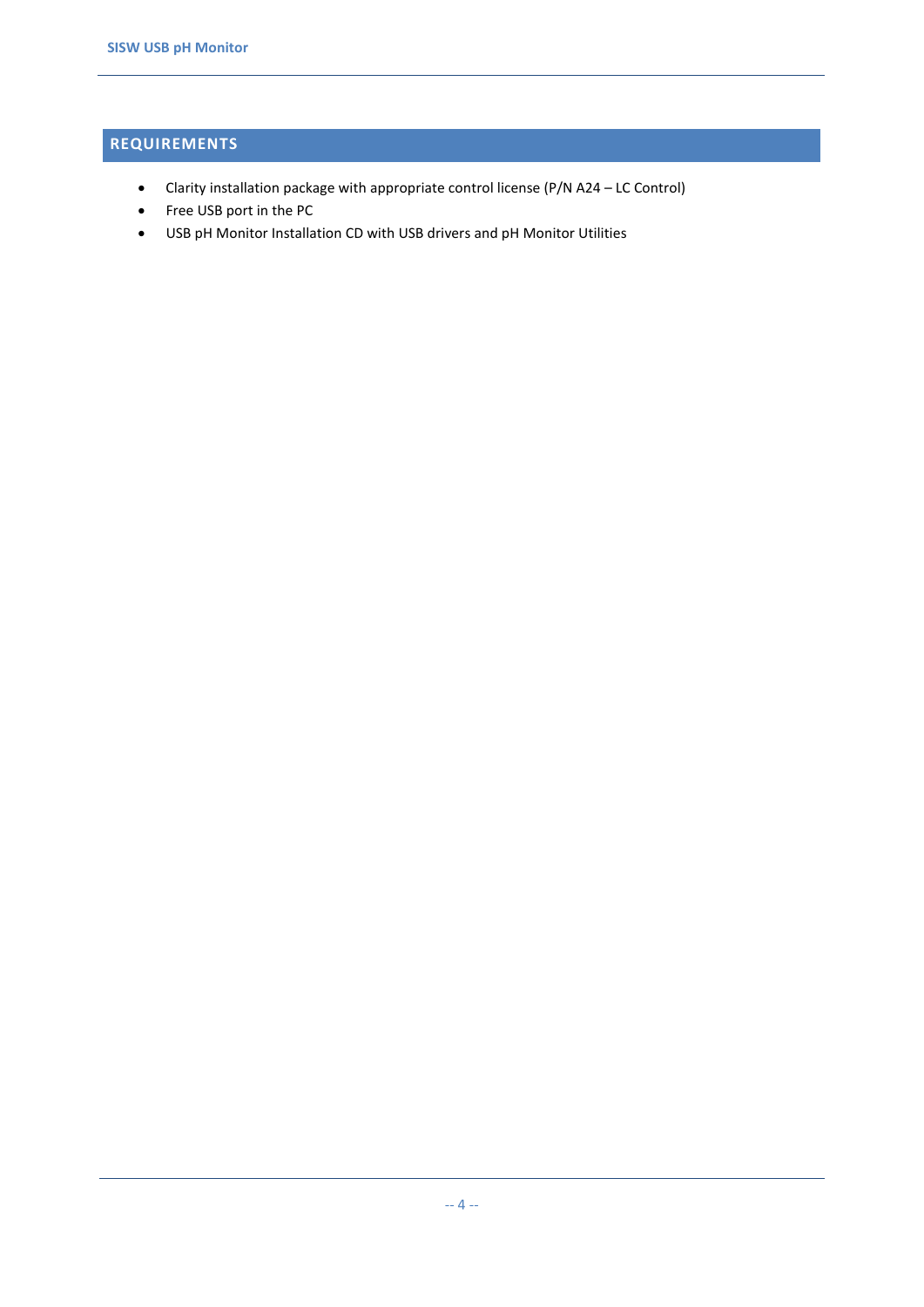# REQUIREMENTS

- Clarity installation package with appropriate control license (P/N A24 – LC Control)
- Free USB port in the PC
- USB pH Monitor Installation CD with USB drivers and pH Monitor Utilities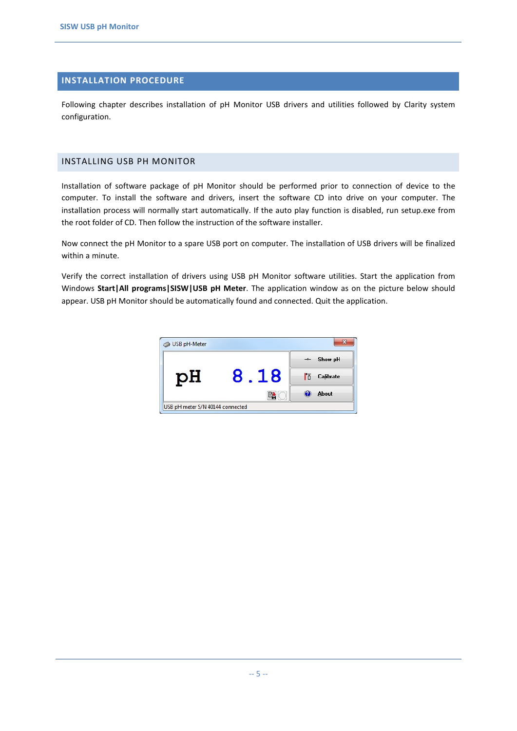# INSTALLATION PROCEDURE

Following chapter describes installation of pH Monitor USB drivers and utilities followed by Clarity system configuration.

## INSTALLING USB PH MONITOR

Installation of software package of pH Monitor should be performed prior to connection of device to the computer. To install the software and drivers, insert the software CD into drive on your computer. The installation process will normally start automatically. If the auto play function is disabled, run setup.exe from the root folder of CD. Then follow the instruction of the software installer.

Now connect the pH Monitor to a spare USB port on computer. The installation of USB drivers will be finalized within a minute.

Verify the correct installation of drivers using USB pH Monitor software utilities. Start the application from Windows **Start|All programs|SISW|USB pH Meter**. The application window as on the picture below should appear. USB pH Monitor should be automatically found and connected. Quit the application.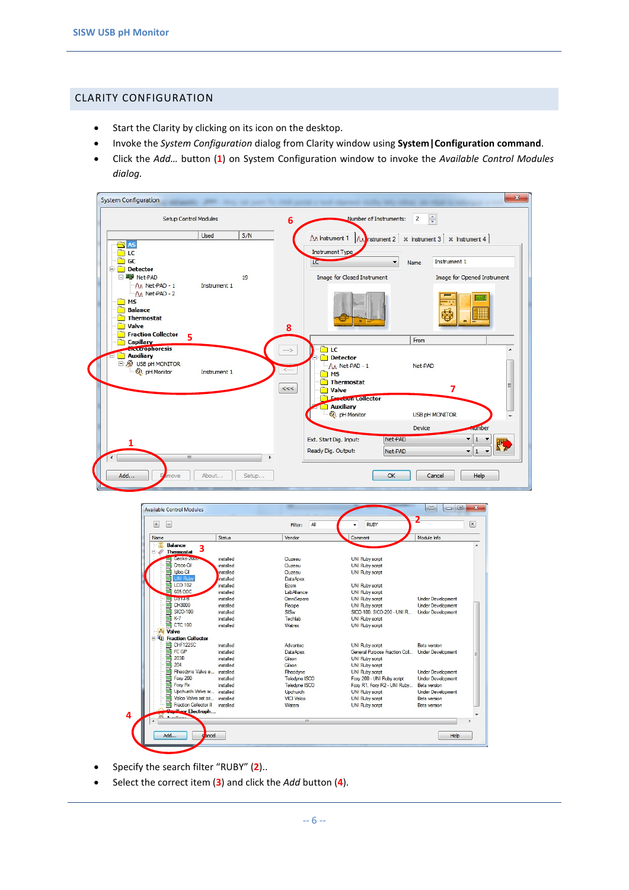## CLARITY CONFIGURATION

- Start the Clarity by clicking on its icon on the desktop.
- Invoke the *System Configuration* dialog from Clarity window using **System|Configuration command**.
- Click the *Add…* button (**1**) on System Configuration window to invoke the *Available Control Modules dialog.*

- Specify the search filter "RUBY" (**2**)..
- Select the correct item (**3**) and click the *Add* button (**4**).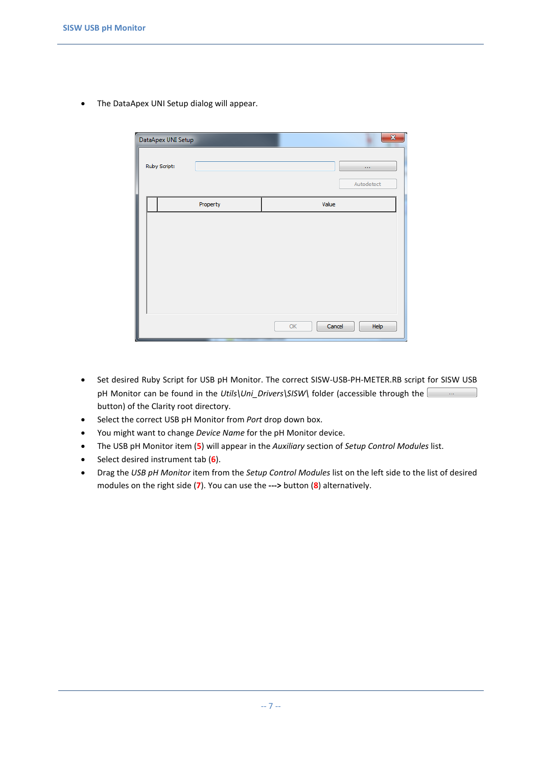- The DataApex UNI Setup dialog will appear.

- Set desired Ruby Script for USB pH Monitor. The correct SISW-USB-PH-METER.RB script for SISW USB pH Monitor can be found in the *Utils\Uni_Drivers\SISW\* folder (accessible through the ... button) of the Clarity root directory.
- Select the correct USB pH Monitor from *Port* drop down box.
- You might want to change *Device Name* for the pH Monitor device.
- The USB pH Monitor item (**5**) will appear in the *Auxiliary* section of *Setup Control Modules* list.
- Select desired instrument tab (**6**).
- Drag the *USB pH Monitor* item from the *Setup Control Modules* list on the left side to the list of desired modules on the right side (**7**). You can use the **--->** button (**8**) alternatively.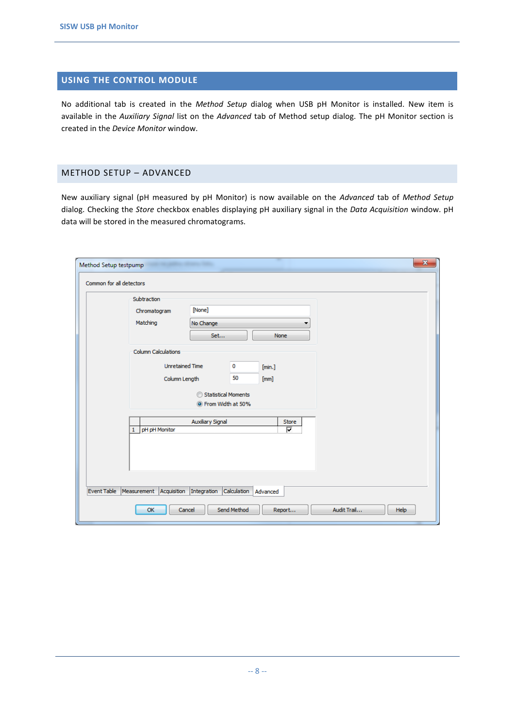## USING THE CONTROL MODULE

No additional tab is created in the *Method Setup* dialog when USB pH Monitor is installed. New item is available in the *Auxiliary Signal* list on the *Advanced* tab of Method setup dialog. The pH Monitor section is created in the *Device Monitor* window.

## METHOD SETUP – ADVANCED

New auxiliary signal (pH measured by pH Monitor) is now available on the *Advanced* tab of *Method Setup* dialog. Checking the *Store* checkbox enables displaying pH auxiliary signal in the *Data Acquisition* window. pH data will be stored in the measured chromatograms.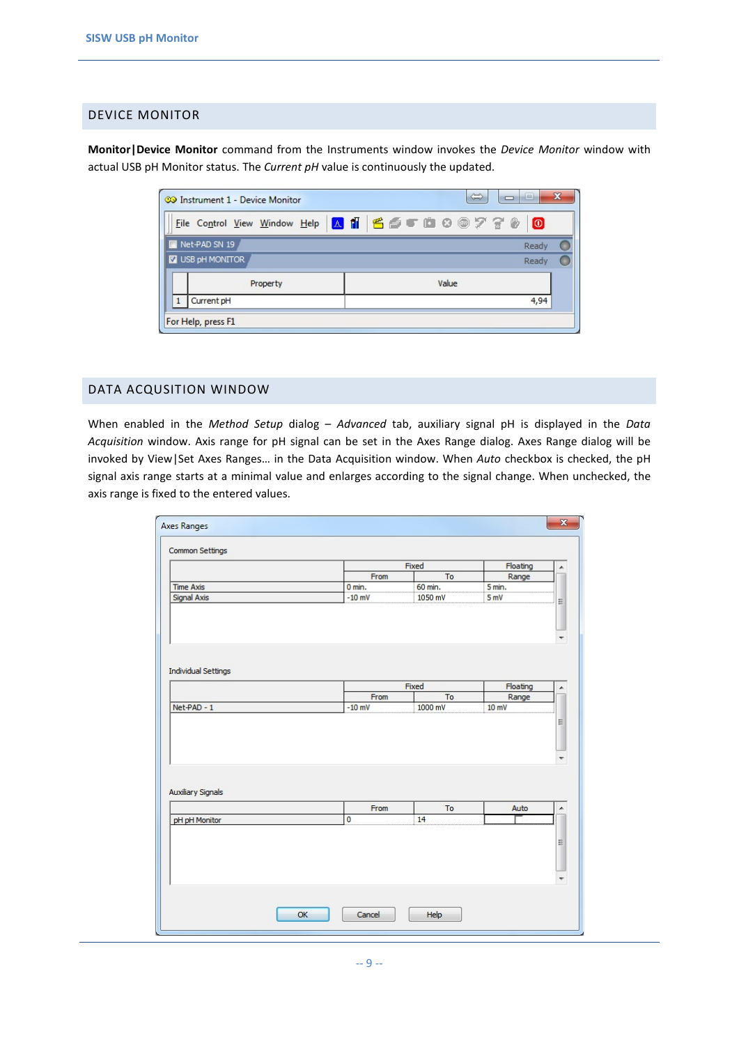## DEVICE MONITOR

**Monitor|Device Monitor** command from the Instruments window invokes the *Device Monitor* window with actual USB pH Monitor status. The *Current pH* value is continuously the updated.

## DATA ACQUSITION WINDOW

When enabled in the *Method Setup* dialog – *Advanced* tab, auxiliary signal pH is displayed in the *Data Acquisition* window. Axis range for pH signal can be set in the Axes Range dialog. Axes Range dialog will be invoked by View|Set Axes Ranges… in the Data Acquisition window. When *Auto* checkbox is checked, the pH signal axis range starts at a minimal value and enlarges according to the signal change. When unchecked, the axis range is fixed to the entered values.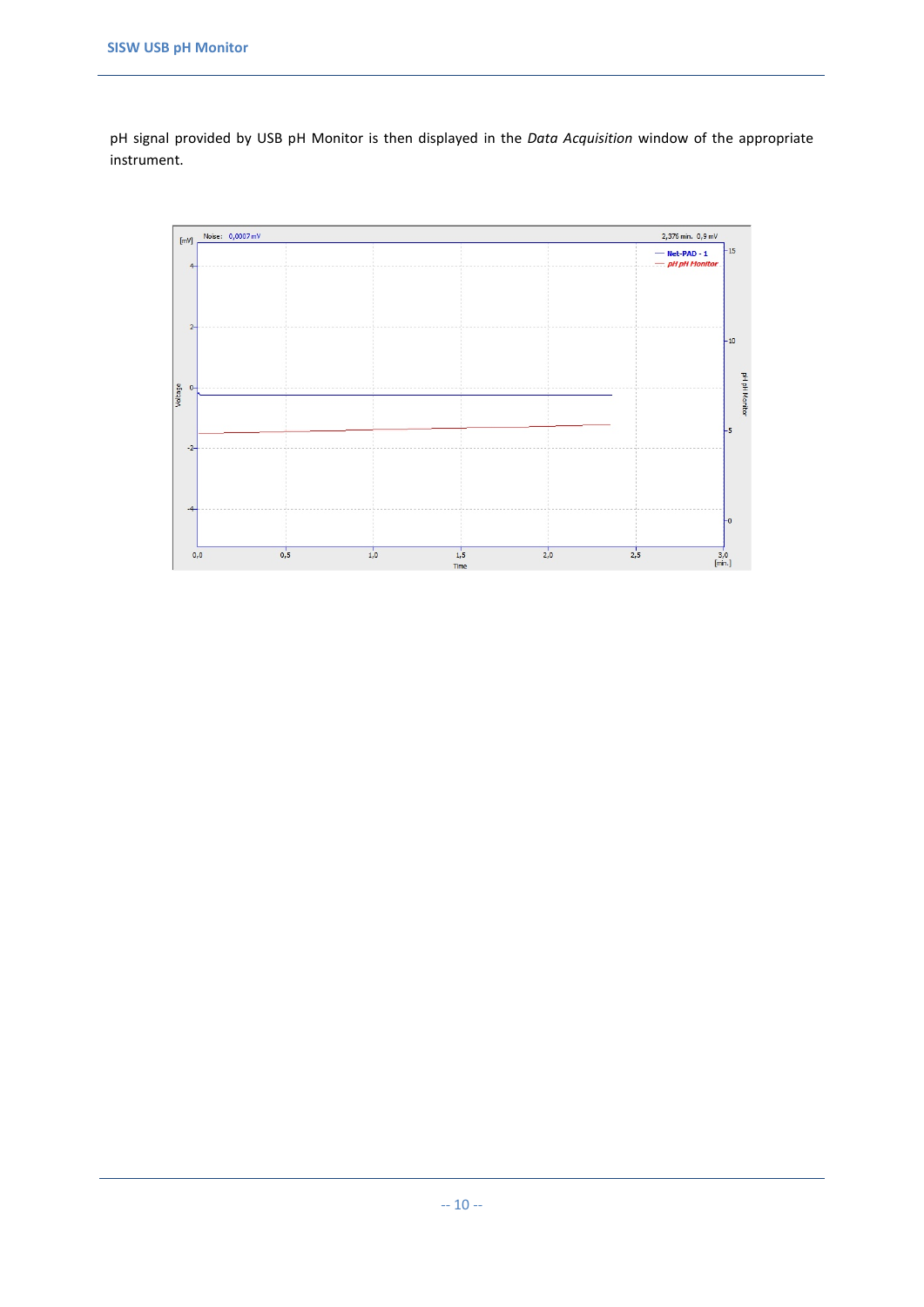pH signal provided by USB pH Monitor is then displayed in the *Data Acquisition* window of the appropriate instrument.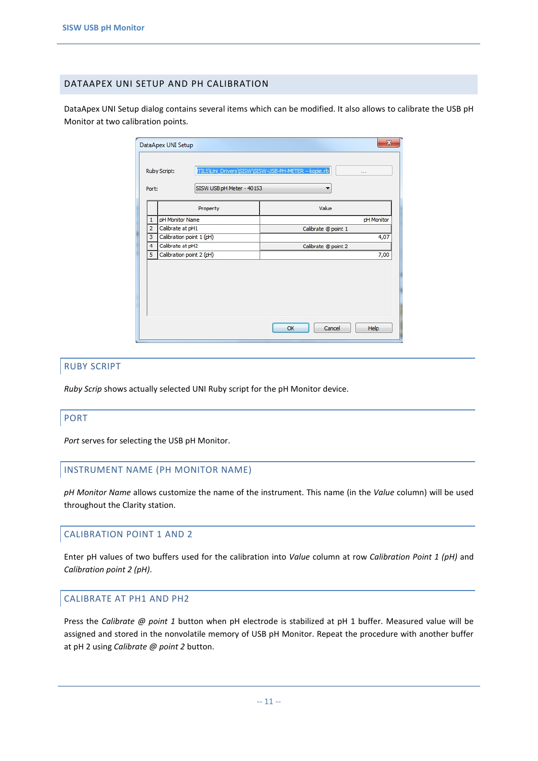## DATAAPEX UNI SETUP AND PH CALIBRATION

DataApex UNI Setup dialog contains several items which can be modified. It also allows to calibrate the USB pH Monitor at two calibration points.

### RUBY SCRIPT

*Ruby Scrip* shows actually selected UNI Ruby script for the pH Monitor device.

### PORT

*Port* serves for selecting the USB pH Monitor.

### INSTRUMENT NAME (PH MONITOR NAME)

*pH Monitor Name* allows customize the name of the instrument. This name (in the *Value* column) will be used throughout the Clarity station.

### CALIBRATION POINT 1 AND 2

Enter pH values of two buffers used for the calibration into *Value* column at row *Calibration Point 1 (pH)* and *Calibration point 2 (pH)*.

### CALIBRATE AT PH1 AND PH2

Press the *Calibrate @ point 1* button when pH electrode is stabilized at pH 1 buffer. Measured value will be assigned and stored in the nonvolatile memory of USB pH Monitor. Repeat the procedure with another buffer at pH 2 using *Calibrate @ point 2* button.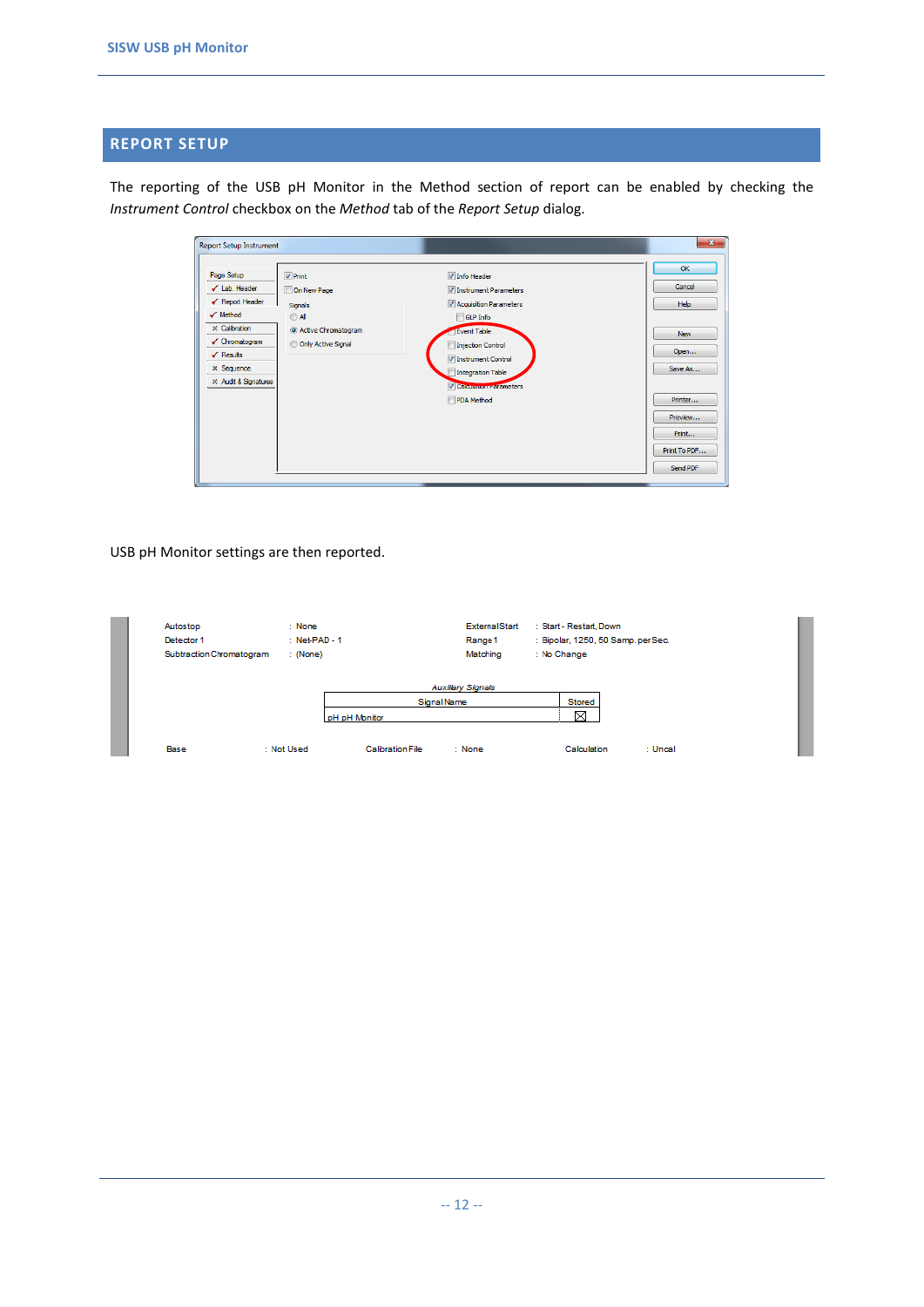## REPORT SETUP

The reporting of the USB pH Monitor in the Method section of report can be enabled by checking the *Instrument Control* checkbox on the *Method* tab of the *Report Setup* dialog.

USB pH Monitor settings are then reported.